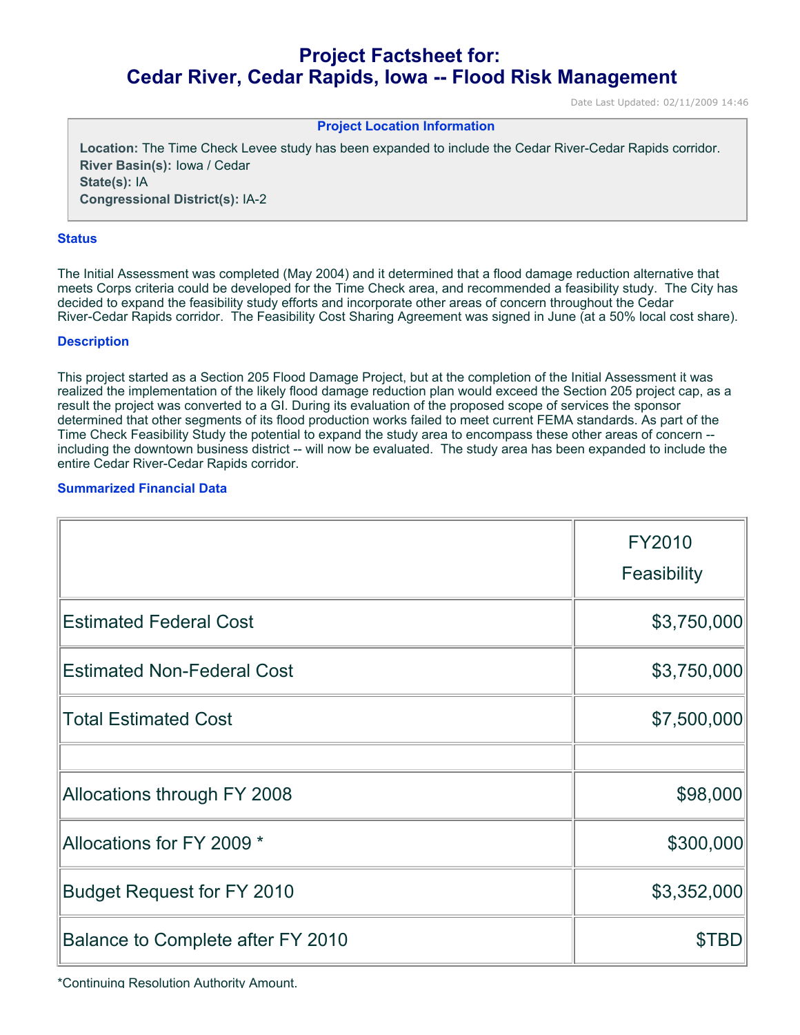# Project Factsheet for:
# Cedar River, Cedar Rapids, Iowa -- Flood Risk Management

Date Last Updated: 02/11/2009 14:46

**Project Location Information**

**Location:** The Time Check Levee study has been expanded to include the Cedar River-Cedar Rapids corridor.
**River Basin(s):** Iowa / Cedar
**State(s):** IA
**Congressional District(s):** IA-2

### Status

The Initial Assessment was completed (May 2004) and it determined that a flood damage reduction alternative that meets Corps criteria could be developed for the Time Check area, and recommended a feasibility study. The City has decided to expand the feasibility study efforts and incorporate other areas of concern throughout the Cedar River-Cedar Rapids corridor. The Feasibility Cost Sharing Agreement was signed in June (at a 50% local cost share).

### Description

This project started as a Section 205 Flood Damage Project, but at the completion of the Initial Assessment it was realized the implementation of the likely flood damage reduction plan would exceed the Section 205 project cap, as a result the project was converted to a GI. During its evaluation of the proposed scope of services the sponsor determined that other segments of its flood production works failed to meet current FEMA standards. As part of the Time Check Feasibility Study the potential to expand the study area to encompass these other areas of concern -- including the downtown business district -- will now be evaluated. The study area has been expanded to include the entire Cedar River-Cedar Rapids corridor.

### Summarized Financial Data

| | FY2010 Feasibility |
|---|---:|
| Estimated Federal Cost | $3,750,000 |
| Estimated Non-Federal Cost | $3,750,000 |
| Total Estimated Cost | $7,500,000 |
| | |
| Allocations through FY 2008 | $98,000 |
| Allocations for FY 2009 * | $300,000 |
| Budget Request for FY 2010 | $3,352,000 |
| Balance to Complete after FY 2010 | $TBD |

*Continuing Resolution Authority Amount.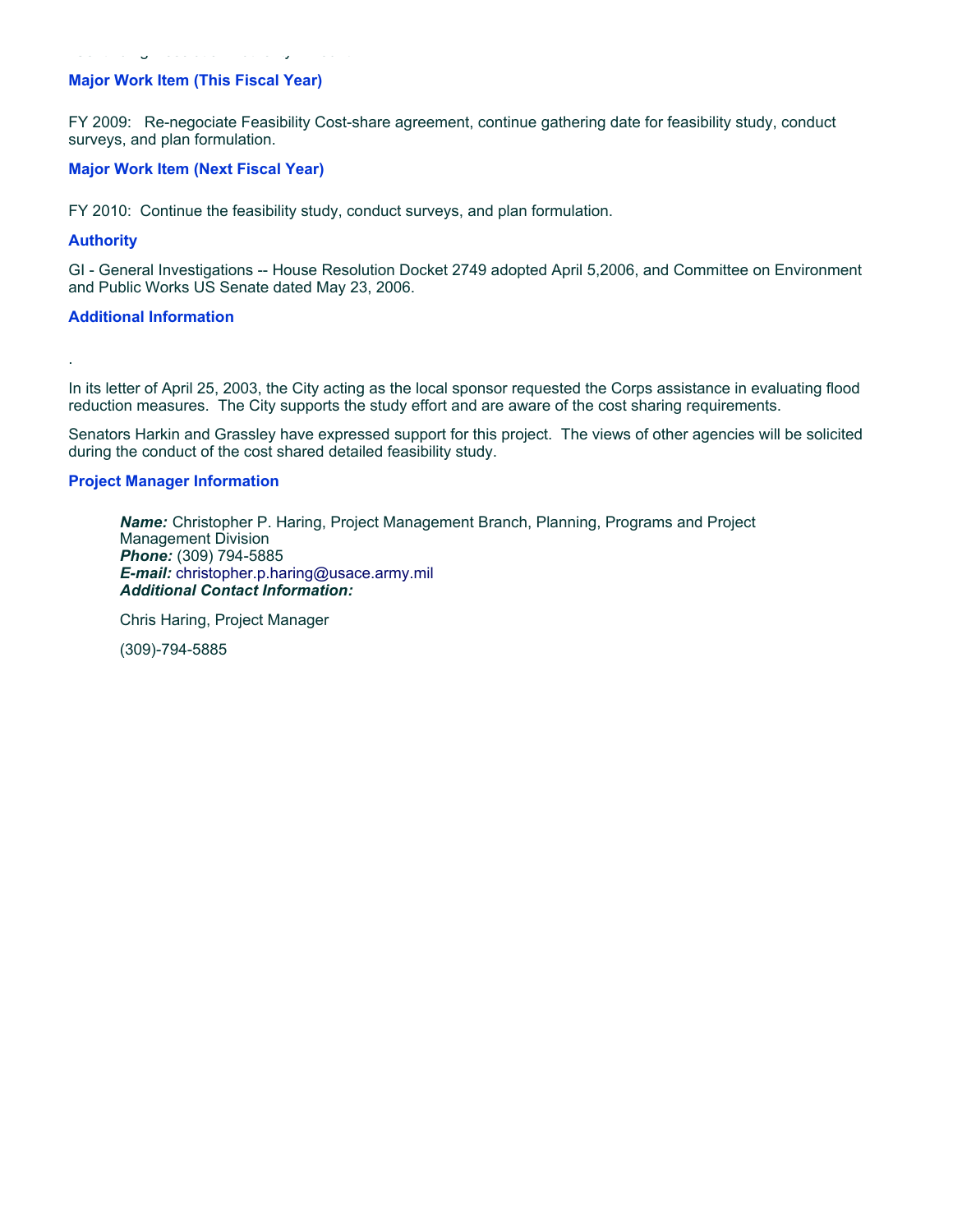### Major Work Item (This Fiscal Year)

FY 2009: Re-negociate Feasibility Cost-share agreement, continue gathering date for feasibility study, conduct surveys, and plan formulation.

### Major Work Item (Next Fiscal Year)

FY 2010: Continue the feasibility study, conduct surveys, and plan formulation.

### Authority

GI - General Investigations -- House Resolution Docket 2749 adopted April 5,2006, and Committee on Environment and Public Works US Senate dated May 23, 2006.

### Additional Information

.

In its letter of April 25, 2003, the City acting as the local sponsor requested the Corps assistance in evaluating flood reduction measures. The City supports the study effort and are aware of the cost sharing requirements.

Senators Harkin and Grassley have expressed support for this project. The views of other agencies will be solicited during the conduct of the cost shared detailed feasibility study.

### Project Manager Information

***Name:*** Christopher P. Haring, Project Management Branch, Planning, Programs and Project Management Division
***Phone:*** (309) 794-5885
***E-mail:*** christopher.p.haring@usace.army.mil
***Additional Contact Information:***

Chris Haring, Project Manager

(309)-794-5885